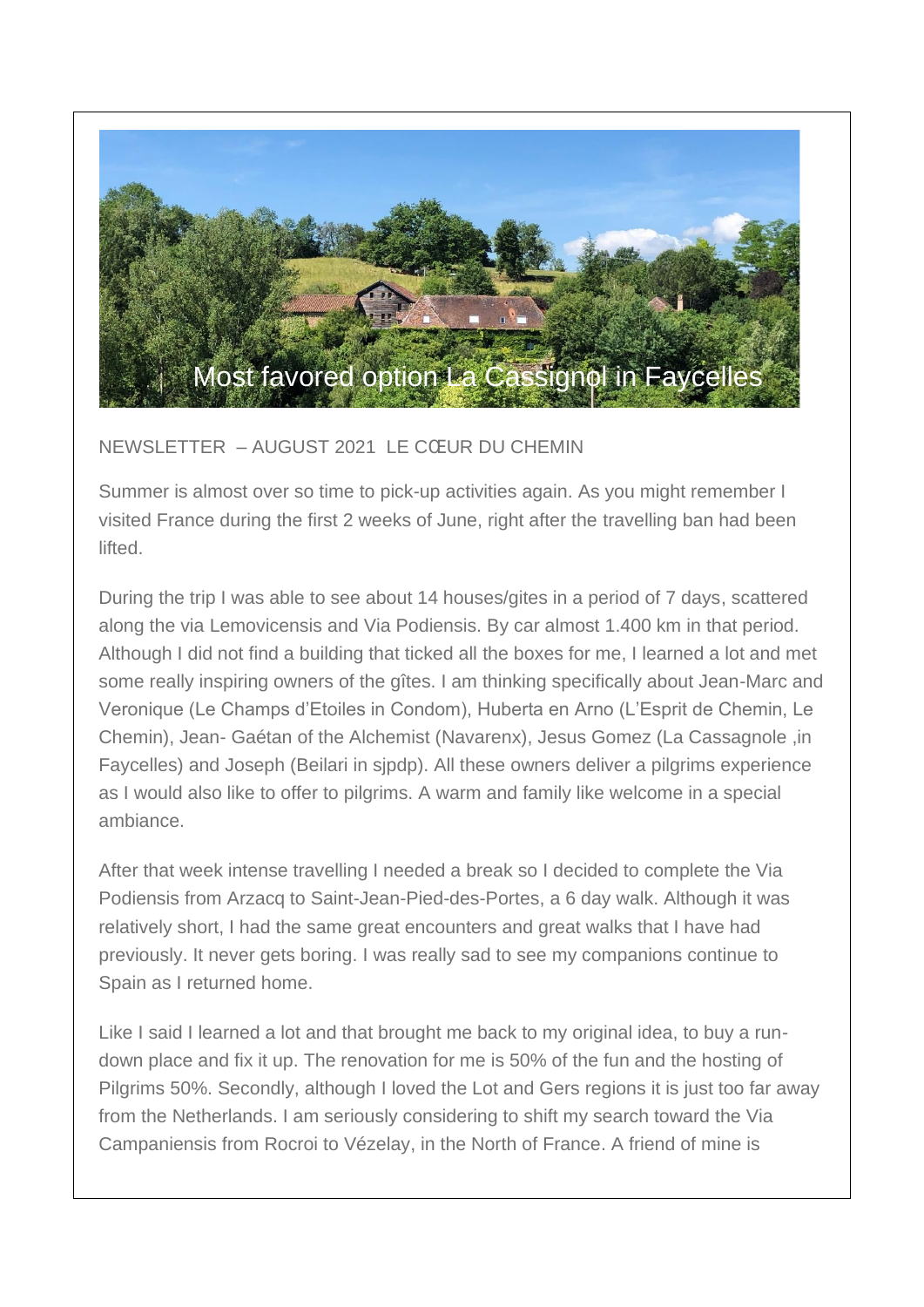Most favored option La Cassignol in Faycelles

NEWSLETTER – AUGUST 2021 LE CŒUR DU CHEMIN

Summer is almost over so time to pick-up activities again. As you might remember I visited France during the first 2 weeks of June, right after the travelling ban had been lifted.

During the trip I was able to see about 14 houses/gites in a period of 7 days, scattered along the via Lemovicensis and Via Podiensis. By car almost 1.400 km in that period. Although I did not find a building that ticked all the boxes for me, I learned a lot and met some really inspiring owners of the gîtes. I am thinking specifically about Jean-Marc and Veronique (Le Champs d'Etoiles in Condom), Huberta en Arno (L'Esprit de Chemin, Le Chemin), Jean- Gaétan of the Alchemist (Navarenx), Jesus Gomez (La Cassagnole ,in Faycelles) and Joseph (Beilari in sjpdp). All these owners deliver a pilgrims experience as I would also like to offer to pilgrims. A warm and family like welcome in a special ambiance.

After that week intense travelling I needed a break so I decided to complete the Via Podiensis from Arzacq to Saint-Jean-Pied-des-Portes, a 6 day walk. Although it was relatively short, I had the same great encounters and great walks that I have had previously. It never gets boring. I was really sad to see my companions continue to Spain as I returned home.

Like I said I learned a lot and that brought me back to my original idea, to buy a run-down place and fix it up. The renovation for me is 50% of the fun and the hosting of Pilgrims 50%. Secondly, although I loved the Lot and Gers regions it is just too far away from the Netherlands. I am seriously considering to shift my search toward the Via Campaniensis from Rocroi to Vézelay, in the North of France. A friend of mine is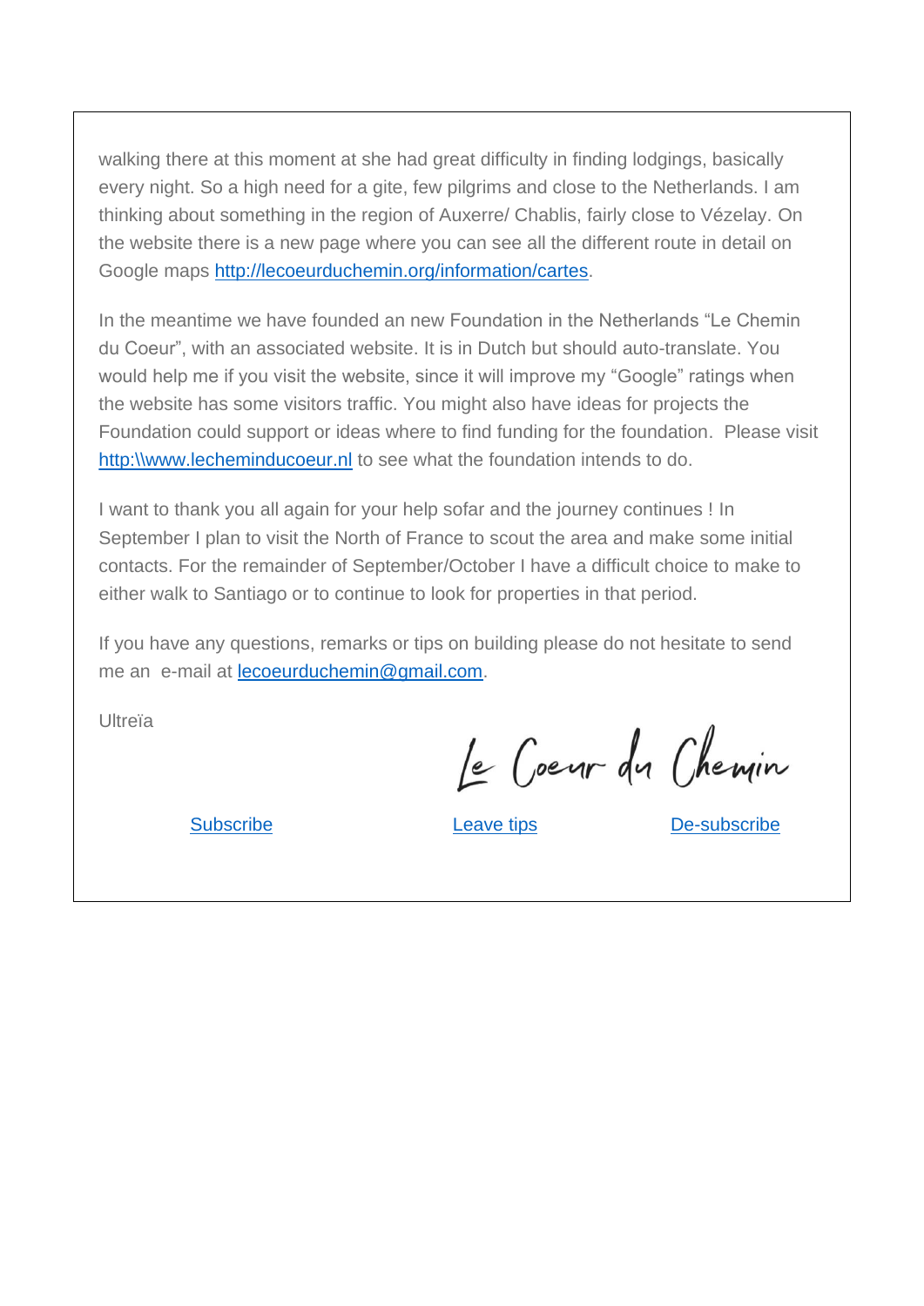walking there at this moment at she had great difficulty in finding lodgings, basically every night. So a high need for a gite, few pilgrims and close to the Netherlands. I am thinking about something in the region of Auxerre/ Chablis, fairly close to Vézelay. On the website there is a new page where you can see all the different route in detail on Google maps [http://lecoeurduchemin.org/information/cartes](http://lecoeurduchemin.org/information/cartes).

In the meantime we have founded an new Foundation in the Netherlands "Le Chemin du Coeur", with an associated website. It is in Dutch but should auto-translate. You would help me if you visit the website, since it will improve my "Google" ratings when the website has some visitors traffic. You might also have ideas for projects the Foundation could support or ideas where to find funding for the foundation. Please visit [http:\\www.lecheminducoeur.nl](http://www.lecheminducoeur.nl) to see what the foundation intends to do.

I want to thank you all again for your help sofar and the journey continues ! In September I plan to visit the North of France to scout the area and make some initial contacts. For the remainder of September/October I have a difficult choice to make to either walk to Santiago or to continue to look for properties in that period.

If you have any questions, remarks or tips on building please do not hesitate to send me an e-mail at [lecoeurduchemin@gmail.com](mailto:lecoeurduchemin@gmail.com).

Ultreïa

Le Coeur du Chemin

[Subscribe] [Leave tips] [De-subscribe]